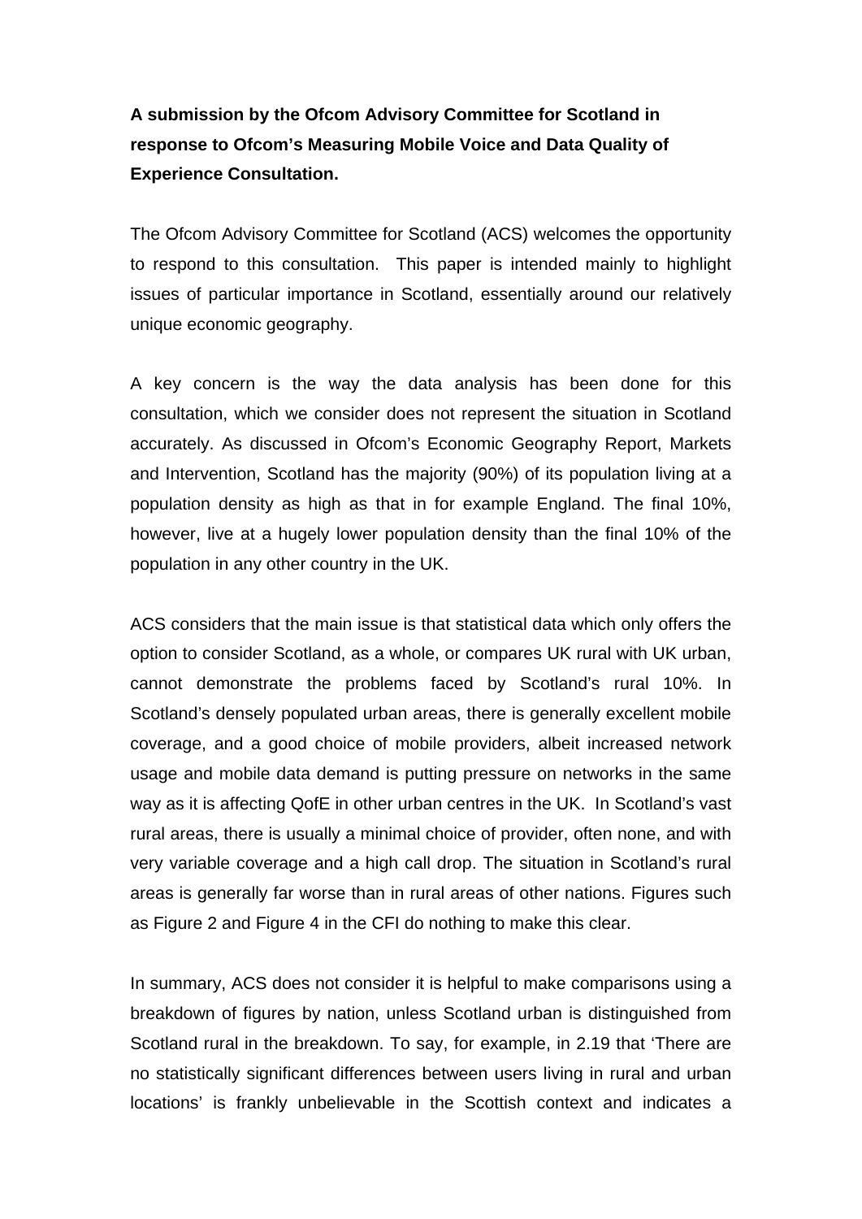**A submission by the Ofcom Advisory Committee for Scotland in response to Ofcom's Measuring Mobile Voice and Data Quality of Experience Consultation.**

The Ofcom Advisory Committee for Scotland (ACS) welcomes the opportunity to respond to this consultation. This paper is intended mainly to highlight issues of particular importance in Scotland, essentially around our relatively unique economic geography.

A key concern is the way the data analysis has been done for this consultation, which we consider does not represent the situation in Scotland accurately. As discussed in Ofcom's Economic Geography Report, Markets and Intervention, Scotland has the majority (90%) of its population living at a population density as high as that in for example England. The final 10%, however, live at a hugely lower population density than the final 10% of the population in any other country in the UK.

ACS considers that the main issue is that statistical data which only offers the option to consider Scotland, as a whole, or compares UK rural with UK urban, cannot demonstrate the problems faced by Scotland's rural 10%. In Scotland's densely populated urban areas, there is generally excellent mobile coverage, and a good choice of mobile providers, albeit increased network usage and mobile data demand is putting pressure on networks in the same way as it is affecting QofE in other urban centres in the UK. In Scotland's vast rural areas, there is usually a minimal choice of provider, often none, and with very variable coverage and a high call drop. The situation in Scotland's rural areas is generally far worse than in rural areas of other nations. Figures such as Figure 2 and Figure 4 in the CFI do nothing to make this clear.

In summary, ACS does not consider it is helpful to make comparisons using a breakdown of figures by nation, unless Scotland urban is distinguished from Scotland rural in the breakdown. To say, for example, in 2.19 that 'There are no statistically significant differences between users living in rural and urban locations' is frankly unbelievable in the Scottish context and indicates a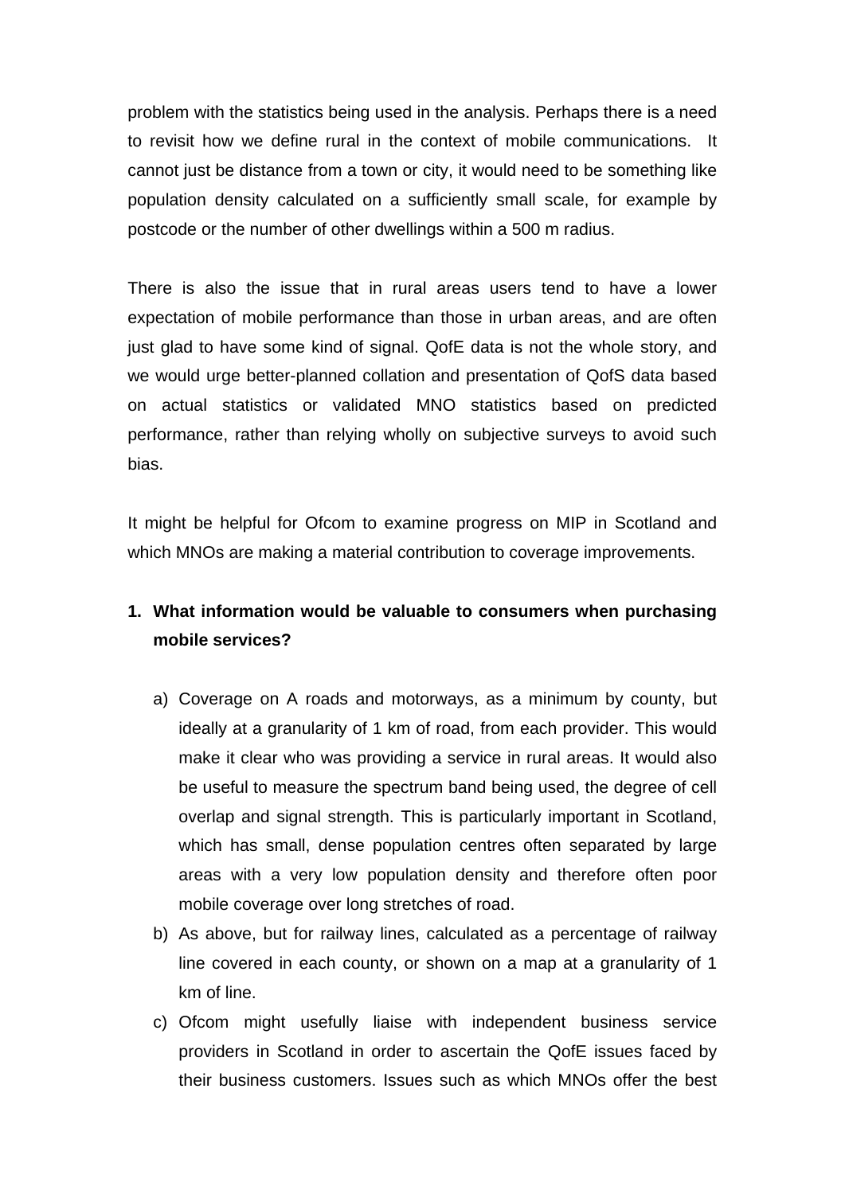problem with the statistics being used in the analysis. Perhaps there is a need to revisit how we define rural in the context of mobile communications. It cannot just be distance from a town or city, it would need to be something like population density calculated on a sufficiently small scale, for example by postcode or the number of other dwellings within a 500 m radius.

There is also the issue that in rural areas users tend to have a lower expectation of mobile performance than those in urban areas, and are often just glad to have some kind of signal. QofE data is not the whole story, and we would urge better-planned collation and presentation of QofS data based on actual statistics or validated MNO statistics based on predicted performance, rather than relying wholly on subjective surveys to avoid such bias.

It might be helpful for Ofcom to examine progress on MIP in Scotland and which MNOs are making a material contribution to coverage improvements.

1. **What information would be valuable to consumers when purchasing mobile services?**

   a) Coverage on A roads and motorways, as a minimum by county, but ideally at a granularity of 1 km of road, from each provider. This would make it clear who was providing a service in rural areas. It would also be useful to measure the spectrum band being used, the degree of cell overlap and signal strength. This is particularly important in Scotland, which has small, dense population centres often separated by large areas with a very low population density and therefore often poor mobile coverage over long stretches of road.

   b) As above, but for railway lines, calculated as a percentage of railway line covered in each county, or shown on a map at a granularity of 1 km of line.

   c) Ofcom might usefully liaise with independent business service providers in Scotland in order to ascertain the QofE issues faced by their business customers. Issues such as which MNOs offer the best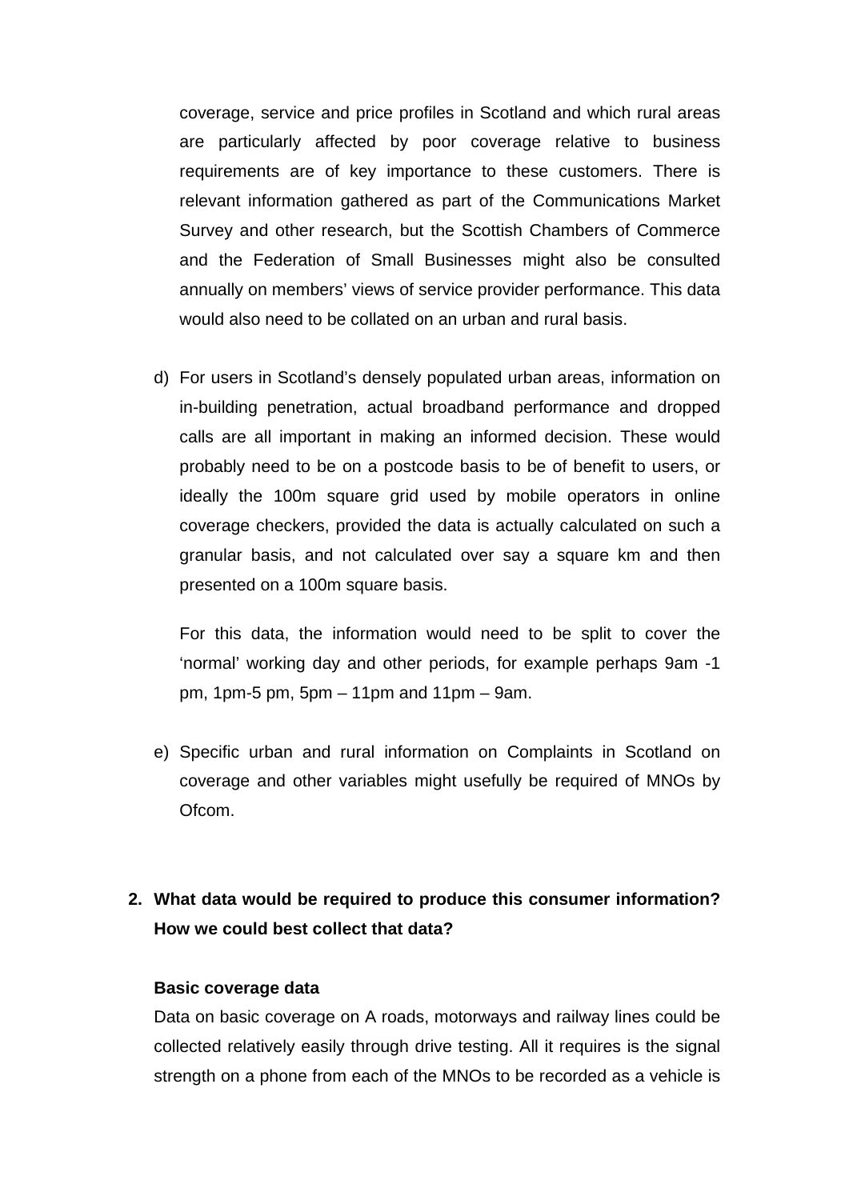coverage, service and price profiles in Scotland and which rural areas are particularly affected by poor coverage relative to business requirements are of key importance to these customers. There is relevant information gathered as part of the Communications Market Survey and other research, but the Scottish Chambers of Commerce and the Federation of Small Businesses might also be consulted annually on members' views of service provider performance. This data would also need to be collated on an urban and rural basis.

d) For users in Scotland's densely populated urban areas, information on in-building penetration, actual broadband performance and dropped calls are all important in making an informed decision. These would probably need to be on a postcode basis to be of benefit to users, or ideally the 100m square grid used by mobile operators in online coverage checkers, provided the data is actually calculated on such a granular basis, and not calculated over say a square km and then presented on a 100m square basis.

   For this data, the information would need to be split to cover the 'normal' working day and other periods, for example perhaps 9am -1 pm, 1pm-5 pm, 5pm – 11pm and 11pm – 9am.

e) Specific urban and rural information on Complaints in Scotland on coverage and other variables might usefully be required of MNOs by Ofcom.

**2. What data would be required to produce this consumer information? How we could best collect that data?**

**Basic coverage data**

Data on basic coverage on A roads, motorways and railway lines could be collected relatively easily through drive testing. All it requires is the signal strength on a phone from each of the MNOs to be recorded as a vehicle is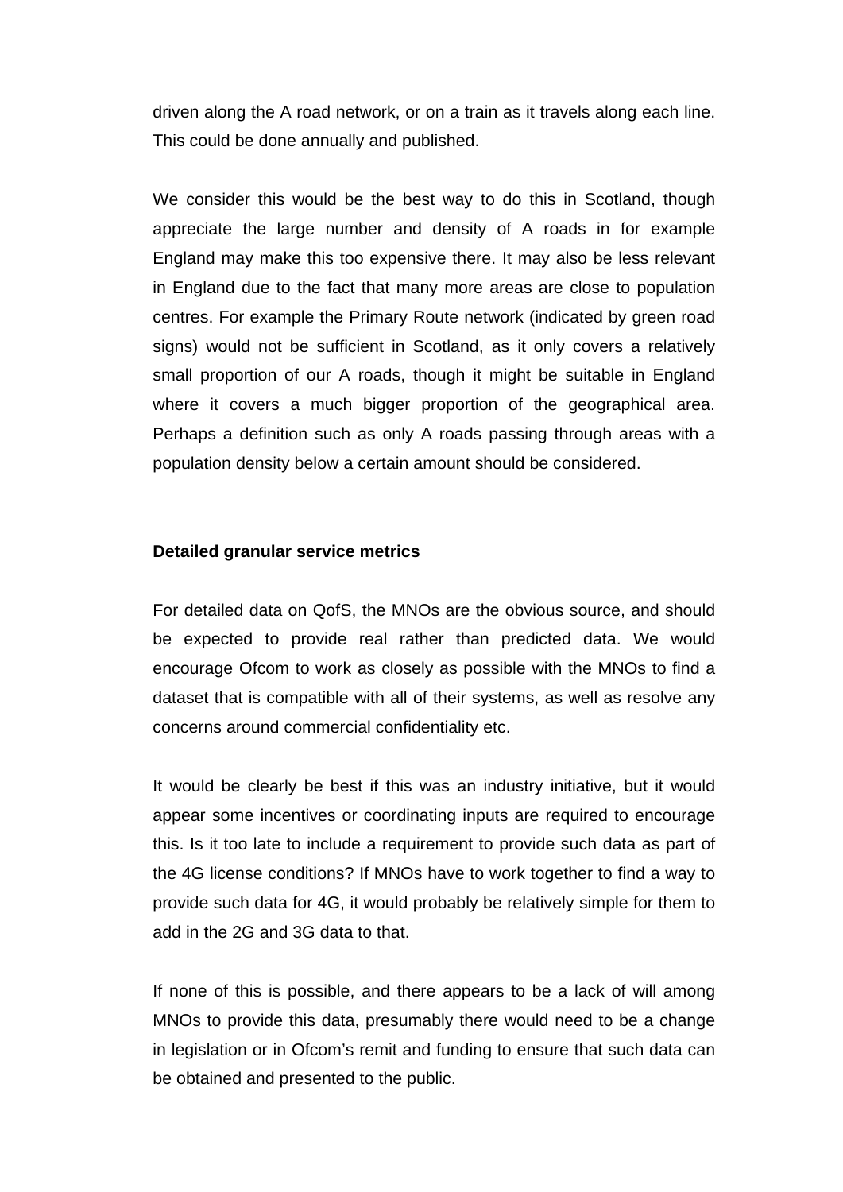driven along the A road network, or on a train as it travels along each line. This could be done annually and published.

We consider this would be the best way to do this in Scotland, though appreciate the large number and density of A roads in for example England may make this too expensive there. It may also be less relevant in England due to the fact that many more areas are close to population centres. For example the Primary Route network (indicated by green road signs) would not be sufficient in Scotland, as it only covers a relatively small proportion of our A roads, though it might be suitable in England where it covers a much bigger proportion of the geographical area. Perhaps a definition such as only A roads passing through areas with a population density below a certain amount should be considered.

**Detailed granular service metrics**

For detailed data on QofS, the MNOs are the obvious source, and should be expected to provide real rather than predicted data. We would encourage Ofcom to work as closely as possible with the MNOs to find a dataset that is compatible with all of their systems, as well as resolve any concerns around commercial confidentiality etc.

It would be clearly be best if this was an industry initiative, but it would appear some incentives or coordinating inputs are required to encourage this. Is it too late to include a requirement to provide such data as part of the 4G license conditions? If MNOs have to work together to find a way to provide such data for 4G, it would probably be relatively simple for them to add in the 2G and 3G data to that.

If none of this is possible, and there appears to be a lack of will among MNOs to provide this data, presumably there would need to be a change in legislation or in Ofcom's remit and funding to ensure that such data can be obtained and presented to the public.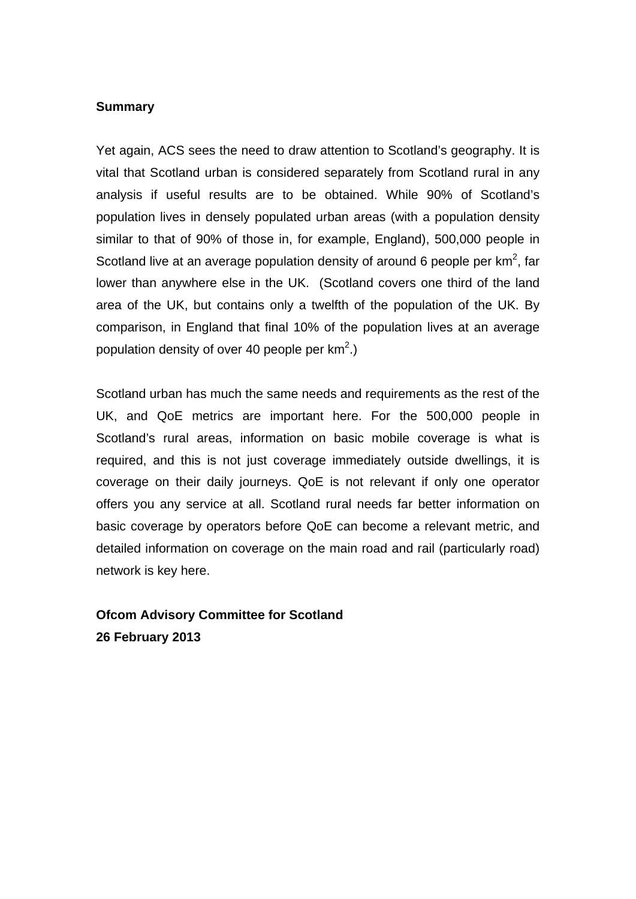**Summary**

Yet again, ACS sees the need to draw attention to Scotland's geography. It is vital that Scotland urban is considered separately from Scotland rural in any analysis if useful results are to be obtained. While 90% of Scotland's population lives in densely populated urban areas (with a population density similar to that of 90% of those in, for example, England), 500,000 people in Scotland live at an average population density of around 6 people per $km^2$, far lower than anywhere else in the UK. (Scotland covers one third of the land area of the UK, but contains only a twelfth of the population of the UK. By comparison, in England that final 10% of the population lives at an average population density of over 40 people per $km^2$.)

Scotland urban has much the same needs and requirements as the rest of the UK, and QoE metrics are important here. For the 500,000 people in Scotland's rural areas, information on basic mobile coverage is what is required, and this is not just coverage immediately outside dwellings, it is coverage on their daily journeys. QoE is not relevant if only one operator offers you any service at all. Scotland rural needs far better information on basic coverage by operators before QoE can become a relevant metric, and detailed information on coverage on the main road and rail (particularly road) network is key here.

**Ofcom Advisory Committee for Scotland**
**26 February 2013**